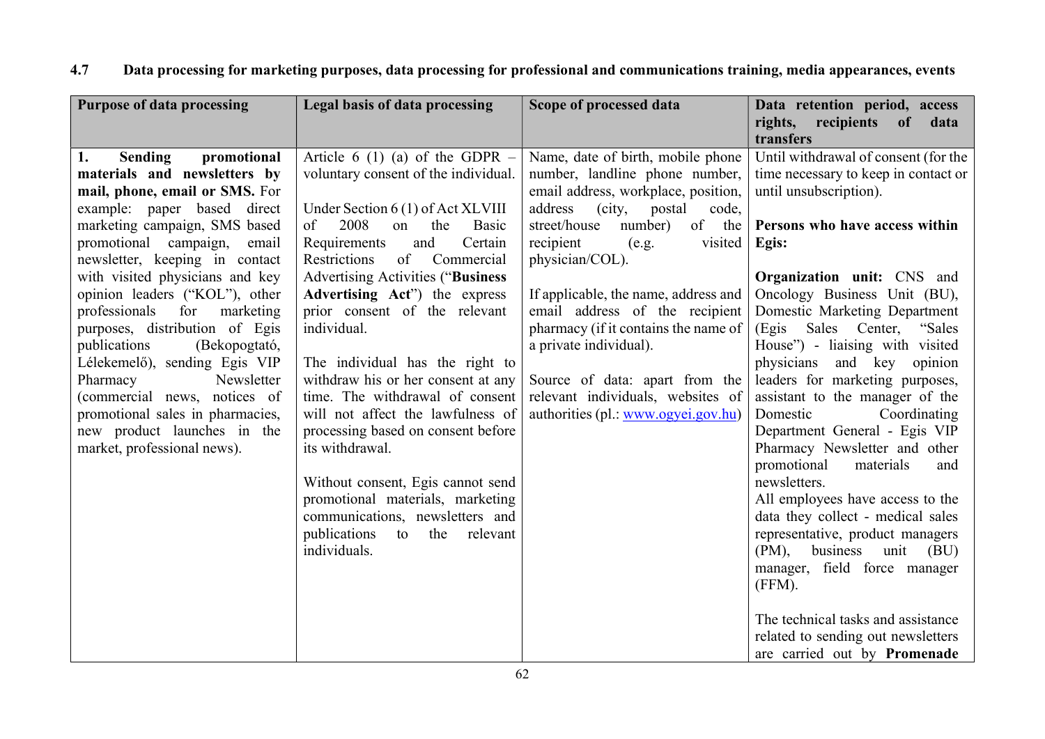## 4.7 Data processing for marketing purposes, data processing for professional and communications training, media appearances, events

| Purpose of data processing | Legal basis of data processing | Scope of processed data | Data retention period, access rights, recipients of data transfers |
|---|---|---|---|
| **1. Sending promotional materials and newsletters by mail, phone, email or SMS.** For example: paper based direct marketing campaign, SMS based promotional campaign, email newsletter, keeping in contact with visited physicians and key opinion leaders ("KOL"), other professionals for marketing purposes, distribution of Egis publications (Bekopogtató, Lélekemelő), sending Egis VIP Pharmacy Newsletter (commercial news, notices of promotional sales in pharmacies, new product launches in the market, professional news). | Article 6 (1) (a) of the GDPR – voluntary consent of the individual.<br><br>Under Section 6 (1) of Act XLVIII of 2008 on the Basic Requirements and Certain Restrictions of Commercial Advertising Activities ("**Business Advertising Act**") the express prior consent of the relevant individual.<br><br>The individual has the right to withdraw his or her consent at any time. The withdrawal of consent will not affect the lawfulness of processing based on consent before its withdrawal.<br><br>Without consent, Egis cannot send promotional materials, marketing communications, newsletters and publications to the relevant individuals. | Name, date of birth, mobile phone number, landline phone number, email address, workplace, position, address (city, postal code, street/house number) of the recipient (e.g. visited physician/COL).<br><br>If applicable, the name, address and email address of the recipient pharmacy (if it contains the name of a private individual).<br><br>Source of data: apart from the relevant individuals, websites of authorities (pl.: www.ogyei.gov.hu) | Until withdrawal of consent (for the time necessary to keep in contact or until unsubscription).<br><br>**Persons who have access within Egis:**<br><br>**Organization unit:** CNS and Oncology Business Unit (BU), Domestic Marketing Department (Egis Sales Center, "Sales House") - liaising with visited physicians and key opinion leaders for marketing purposes, assistant to the manager of the Domestic Coordinating Department General - Egis VIP Pharmacy Newsletter and other promotional materials and newsletters.<br>All employees have access to the data they collect - medical sales representative, product managers (PM), business unit (BU) manager, field force manager (FFM).<br><br>The technical tasks and assistance related to sending out newsletters are carried out by **Promenade** |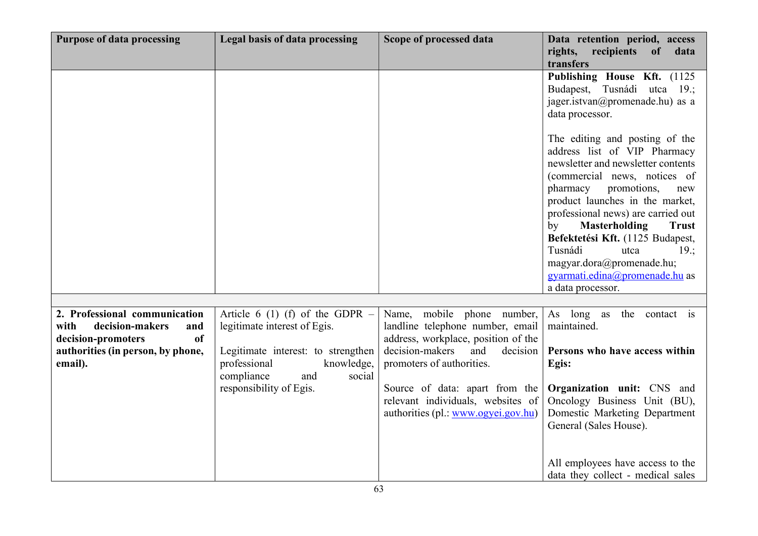| Purpose of data processing | Legal basis of data processing | Scope of processed data | Data retention period, access rights, recipients of data transfers |
|---|---|---|---|
| | | | **Publishing House Kft.** (1125 Budapest, Tusnádi utca 19.; jager.istvan@promenade.hu) as a data processor.<br><br>The editing and posting of the address list of VIP Pharmacy newsletter and newsletter contents (commercial news, notices of pharmacy promotions, new product launches in the market, professional news) are carried out by **Masterholding Trust Befektetési Kft.** (1125 Budapest, Tusnádi utca 19.; magyar.dora@promenade.hu; gyarmati.edina@promenade.hu as a data processor. |
| | | | |
| **2. Professional communication with decision-makers and decision-promoters of authorities (in person, by phone, email).** | Article 6 (1) (f) of the GDPR – legitimate interest of Egis.<br><br>Legitimate interest: to strengthen professional knowledge, compliance and social responsibility of Egis. | Name, mobile phone number, landline telephone number, email address, workplace, position of the decision-makers and decision promoters of authorities.<br><br>Source of data: apart from the relevant individuals, websites of authorities (pl.: www.ogyei.gov.hu) | As long as the contact is maintained.<br><br>**Persons who have access within Egis:**<br><br>**Organization unit:** CNS and Oncology Business Unit (BU), Domestic Marketing Department General (Sales House).<br><br>All employees have access to the data they collect - medical sales |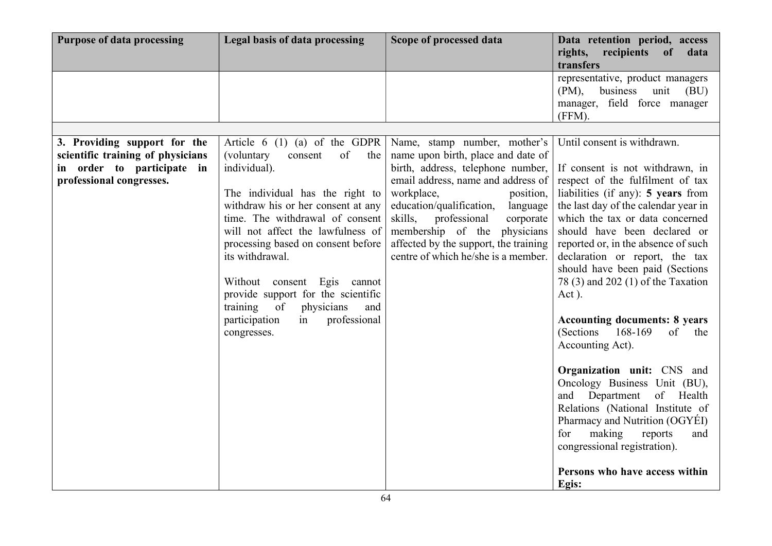| Purpose of data processing | Legal basis of data processing | Scope of processed data | Data retention period, access rights, recipients of data transfers |
|---|---|---|---|
| | | | representative, product managers (PM), business unit (BU) manager, field force manager (FFM). |
| | | | |
| **3. Providing support for the scientific training of physicians in order to participate in professional congresses.** | Article 6 (1) (a) of the GDPR (voluntary consent of the individual).<br><br>The individual has the right to withdraw his or her consent at any time. The withdrawal of consent will not affect the lawfulness of processing based on consent before its withdrawal.<br><br>Without consent Egis cannot provide support for the scientific training of physicians and participation in professional congresses. | Name, stamp number, mother's name upon birth, place and date of birth, address, telephone number, email address, name and address of workplace, position, education/qualification, language skills, professional corporate membership of the physicians affected by the support, the training centre of which he/she is a member. | Until consent is withdrawn.<br><br>If consent is not withdrawn, in respect of the fulfilment of tax liabilities (if any): **5 years** from the last day of the calendar year in which the tax or data concerned should have been declared or reported or, in the absence of such declaration or report, the tax should have been paid (Sections 78 (3) and 202 (1) of the Taxation Act ).<br><br>**Accounting documents: 8 years** (Sections 168-169 of the Accounting Act).<br><br>**Organization unit:** CNS and Oncology Business Unit (BU), and Department of Health Relations (National Institute of Pharmacy and Nutrition (OGYÉI) for making reports and congressional registration).<br><br>**Persons who have access within Egis:** |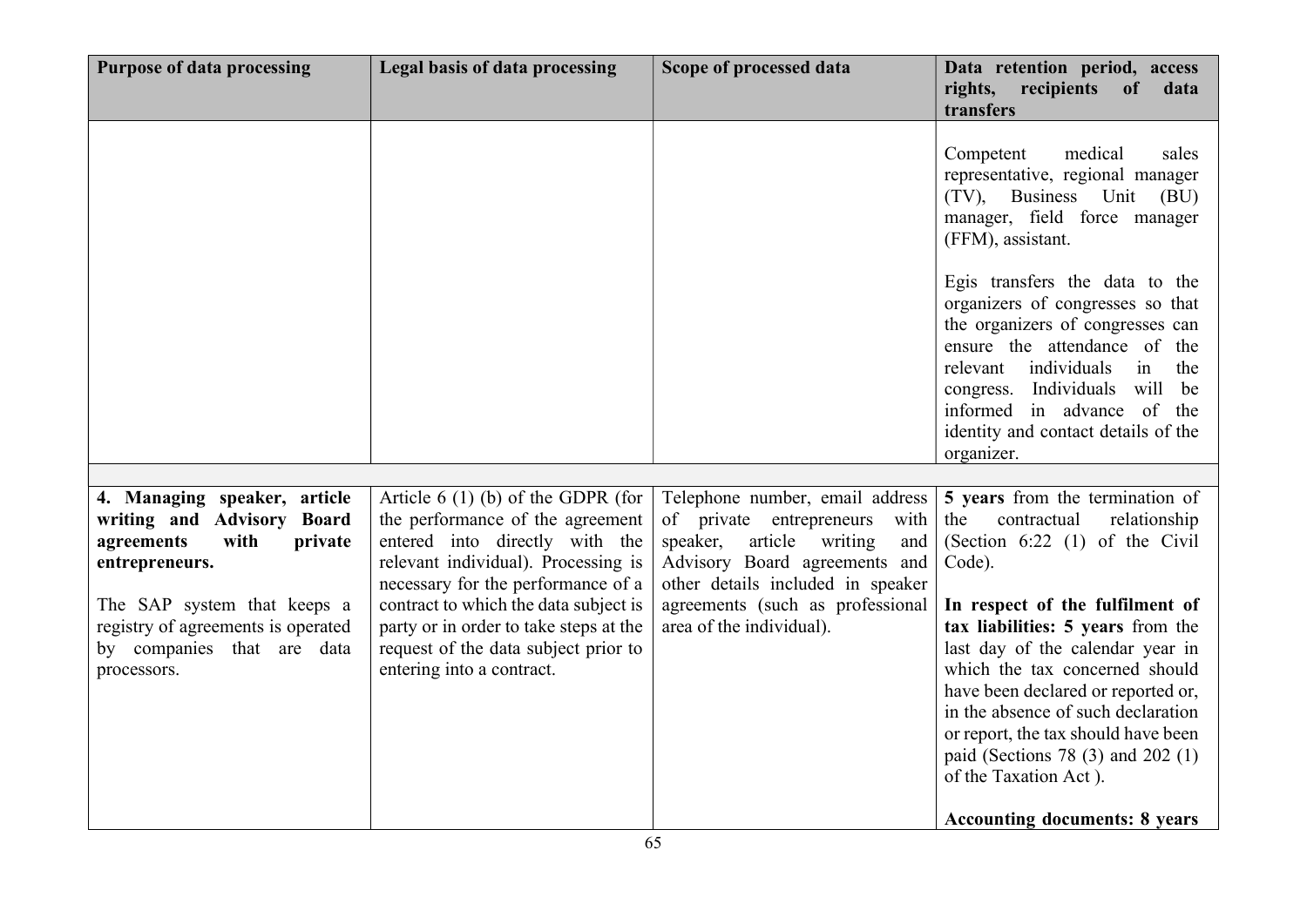| Purpose of data processing | Legal basis of data processing | Scope of processed data | Data retention period, access rights, recipients of data transfers |
|---|---|---|---|
| | | | Competent medical sales representative, regional manager (TV), Business Unit (BU) manager, field force manager (FFM), assistant.<br><br>Egis transfers the data to the organizers of congresses so that the organizers of congresses can ensure the attendance of the relevant individuals in the congress. Individuals will be informed in advance of the identity and contact details of the organizer. |
| | | | |
| **4. Managing speaker, article writing and Advisory Board agreements with private entrepreneurs.**<br><br>The SAP system that keeps a registry of agreements is operated by companies that are data processors. | Article 6 (1) (b) of the GDPR (for the performance of the agreement entered into directly with the relevant individual). Processing is necessary for the performance of a contract to which the data subject is party or in order to take steps at the request of the data subject prior to entering into a contract. | Telephone number, email address of private entrepreneurs with speaker, article writing and Advisory Board agreements and other details included in speaker agreements (such as professional area of the individual). | **5 years** from the termination of the contractual relationship (Section 6:22 (1) of the Civil Code).<br><br>**In respect of the fulfilment of tax liabilities: 5 years** from the last day of the calendar year in which the tax concerned should have been declared or reported or, in the absence of such declaration or report, the tax should have been paid (Sections 78 (3) and 202 (1) of the Taxation Act ).<br><br>**Accounting documents: 8 years** |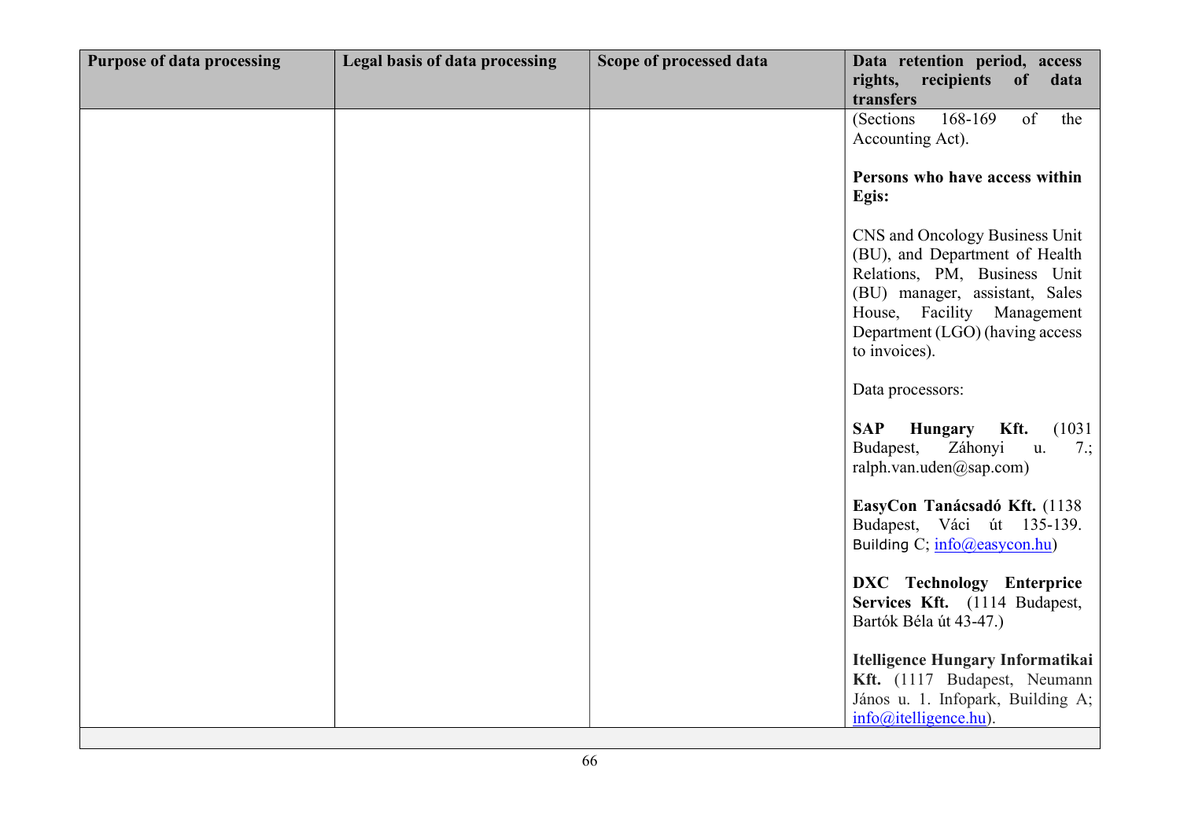| Purpose of data processing | Legal basis of data processing | Scope of processed data | Data retention period, access rights, recipients of data transfers |
| --- | --- | --- | --- |
| | | | (Sections 168-169 of the Accounting Act).<br><br>**Persons who have access within Egis:**<br><br>CNS and Oncology Business Unit (BU), and Department of Health Relations, PM, Business Unit (BU) manager, assistant, Sales House, Facility Management Department (LGO) (having access to invoices).<br><br>Data processors:<br><br>**SAP Hungary Kft.** (1031 Budapest, Záhonyi u. 7.; ralph.van.uden@sap.com)<br><br>**EasyCon Tanácsadó Kft.** (1138 Budapest, Váci út 135-139. Building C; info@easycon.hu)<br><br>**DXC Technology Enterprice Services Kft.** (1114 Budapest, Bartók Béla út 43-47.)<br><br>**Itelligence Hungary Informatikai Kft.** (1117 Budapest, Neumann János u. 1. Infopark, Building A; info@itelligence.hu). |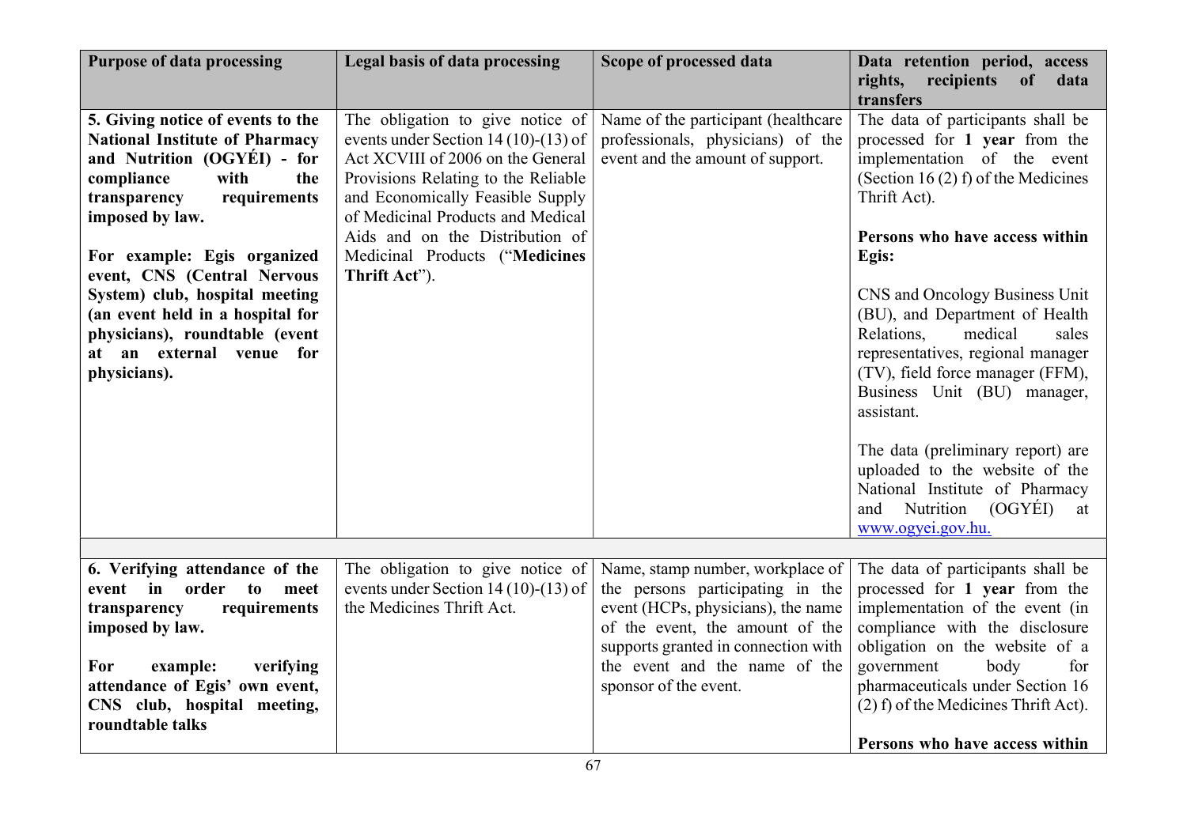| Purpose of data processing | Legal basis of data processing | Scope of processed data | Data retention period, access rights, recipients of data transfers |
|---|---|---|---|
| **5. Giving notice of events to the National Institute of Pharmacy and Nutrition (OGYÉI) - for compliance with the transparency requirements imposed by law.**<br><br>**For example: Egis organized event, CNS (Central Nervous System) club, hospital meeting (an event held in a hospital for physicians), roundtable (event at an external venue for physicians).** | The obligation to give notice of events under Section 14 (10)-(13) of Act XCVIII of 2006 on the General Provisions Relating to the Reliable and Economically Feasible Supply of Medicinal Products and Medical Aids and on the Distribution of Medicinal Products ("**Medicines Thrift Act**"). | Name of the participant (healthcare professionals, physicians) of the event and the amount of support. | The data of participants shall be processed for **1 year** from the implementation of the event (Section 16 (2) f) of the Medicines Thrift Act).<br><br>**Persons who have access within Egis:**<br><br>CNS and Oncology Business Unit (BU), and Department of Health Relations, medical sales representatives, regional manager (TV), field force manager (FFM), Business Unit (BU) manager, assistant.<br><br>The data (preliminary report) are uploaded to the website of the National Institute of Pharmacy and Nutrition (OGYÉI) at www.ogyei.gov.hu. |
| | | | |
| **6. Verifying attendance of the event in order to meet transparency requirements imposed by law.**<br><br>**For example: verifying attendance of Egis' own event, CNS club, hospital meeting, roundtable talks** | The obligation to give notice of events under Section 14 (10)-(13) of the Medicines Thrift Act. | Name, stamp number, workplace of the persons participating in the event (HCPs, physicians), the name of the event, the amount of the supports granted in connection with the event and the name of the sponsor of the event. | The data of participants shall be processed for **1 year** from the implementation of the event (in compliance with the disclosure obligation on the website of a government body for pharmaceuticals under Section 16 (2) f) of the Medicines Thrift Act).<br><br>**Persons who have access within** |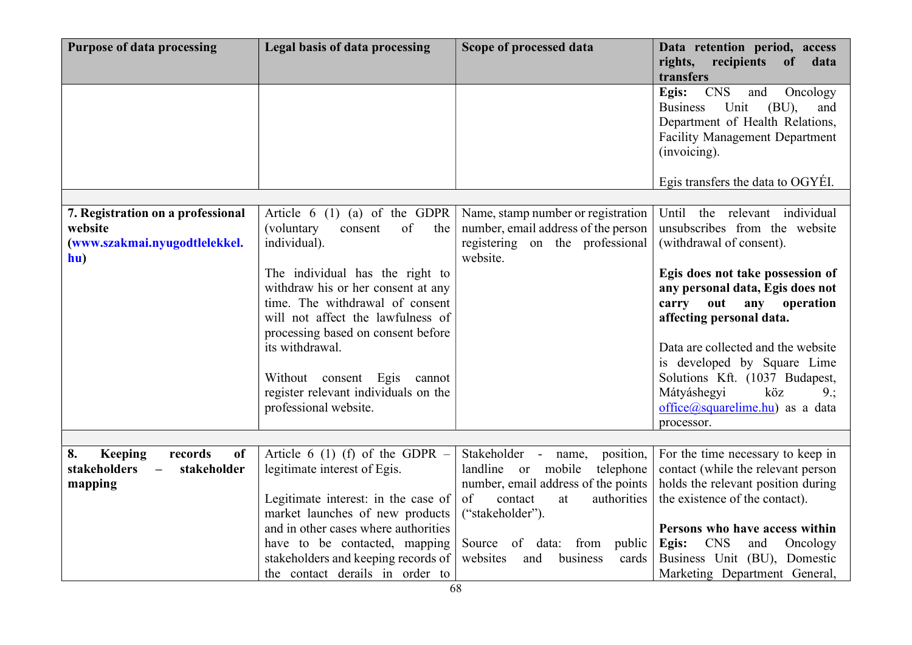| Purpose of data processing | Legal basis of data processing | Scope of processed data | Data retention period, access rights, recipients of data transfers |
|---|---|---|---|
| | | | **Egis:** CNS and Oncology Business Unit (BU), and Department of Health Relations, Facility Management Department (invoicing).<br><br>Egis transfers the data to OGYÉI. |
| | | | |
| **7. Registration on a professional website (www.szakmai.nyugodtlelekkel.hu)** | Article 6 (1) (a) of the GDPR (voluntary consent of the individual).<br><br>The individual has the right to withdraw his or her consent at any time. The withdrawal of consent will not affect the lawfulness of processing based on consent before its withdrawal.<br><br>Without consent Egis cannot register relevant individuals on the professional website. | Name, stamp number or registration number, email address of the person registering on the professional website. | Until the relevant individual unsubscribes from the website (withdrawal of consent).<br><br>**Egis does not take possession of any personal data, Egis does not carry out any operation affecting personal data.**<br><br>Data are collected and the website is developed by Square Lime Solutions Kft. (1037 Budapest, Mátyáshegyi köz 9.; office@squarelime.hu) as a data processor. |
| | | | |
| **8. Keeping records of stakeholders – stakeholder mapping** | Article 6 (1) (f) of the GDPR – legitimate interest of Egis.<br><br>Legitimate interest: in the case of market launches of new products and in other cases where authorities have to be contacted, mapping stakeholders and keeping records of the contact derails in order to | Stakeholder - name, position, landline or mobile telephone number, email address of the points of contact at authorities ("stakeholder").<br><br>Source of data: from public websites and business cards | For the time necessary to keep in contact (while the relevant person holds the relevant position during the existence of the contact).<br><br>**Persons who have access within Egis:** CNS and Oncology Business Unit (BU), Domestic Marketing Department General, |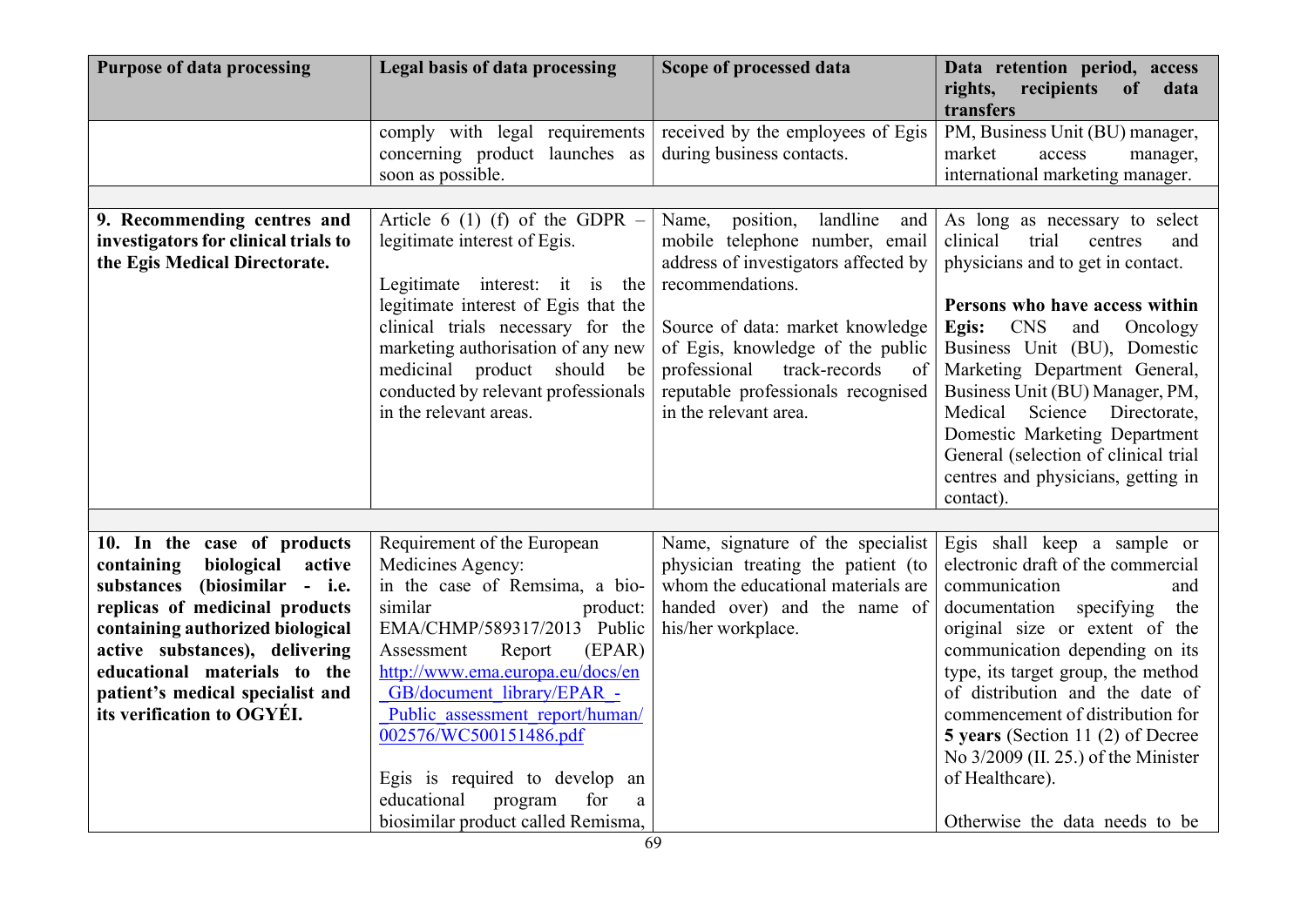| Purpose of data processing | Legal basis of data processing | Scope of processed data | Data retention period, access rights, recipients of data transfers |
|---|---|---|---|
| | comply with legal requirements concerning product launches as soon as possible. | received by the employees of Egis during business contacts. | PM, Business Unit (BU) manager, market access manager, international marketing manager. |
| | | | |
| **9. Recommending centres and investigators for clinical trials to the Egis Medical Directorate.** | Article 6 (1) (f) of the GDPR – legitimate interest of Egis.<br><br>Legitimate interest: it is the legitimate interest of Egis that the clinical trials necessary for the marketing authorisation of any new medicinal product should be conducted by relevant professionals in the relevant areas. | Name, position, landline and mobile telephone number, email address of investigators affected by recommendations.<br><br>Source of data: market knowledge of Egis, knowledge of the public professional track-records of reputable professionals recognised in the relevant area. | As long as necessary to select clinical trial centres and physicians and to get in contact.<br><br>**Persons who have access within Egis:** CNS and Oncology Business Unit (BU), Domestic Marketing Department General, Business Unit (BU) Manager, PM, Medical Science Directorate, Domestic Marketing Department General (selection of clinical trial centres and physicians, getting in contact). |
| | | | |
| **10. In the case of products containing biological active substances (biosimilar - i.e. replicas of medicinal products containing authorized biological active substances), delivering educational materials to the patient's medical specialist and its verification to OGYÉI.** | Requirement of the European Medicines Agency:<br>in the case of Remsima, a bio-similar product: EMA/CHMP/589317/2013 Public Assessment Report (EPAR) http://www.ema.europa.eu/docs/en_GB/document_library/EPAR_-_Public_assessment_report/human/002576/WC500151486.pdf<br><br>Egis is required to develop an educational program for a biosimilar product called Remisma, | Name, signature of the specialist physician treating the patient (to whom the educational materials are handed over) and the name of his/her workplace. | Egis shall keep a sample or electronic draft of the commercial communication and documentation specifying the original size or extent of the communication depending on its type, its target group, the method of distribution and the date of commencement of distribution for **5 years** (Section 11 (2) of Decree No 3/2009 (II. 25.) of the Minister of Healthcare).<br><br>Otherwise the data needs to be |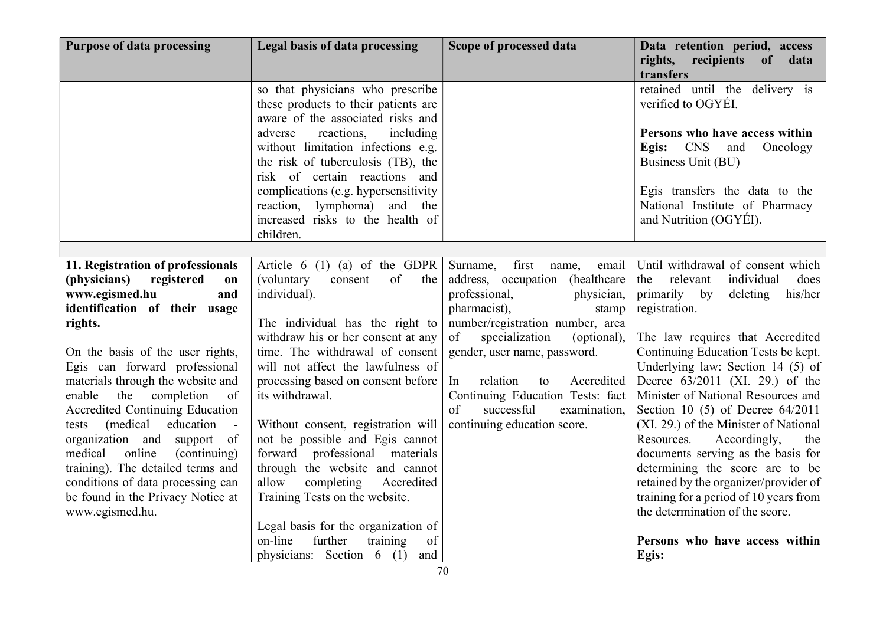| Purpose of data processing | Legal basis of data processing | Scope of processed data | Data retention period, access rights, recipients of data transfers |
|---|---|---|---|
| | so that physicians who prescribe these products to their patients are aware of the associated risks and adverse reactions, including without limitation infections e.g. the risk of tuberculosis (TB), the risk of certain reactions and complications (e.g. hypersensitivity reaction, lymphoma) and the increased risks to the health of children. | | retained until the delivery is verified to OGYÉI.<br><br>**Persons who have access within Egis:** CNS and Oncology Business Unit (BU)<br><br>Egis transfers the data to the National Institute of Pharmacy and Nutrition (OGYÉI). |
| | | | |
| **11. Registration of professionals (physicians) registered on www.egismed.hu and identification of their usage rights.**<br><br>On the basis of the user rights, Egis can forward professional materials through the website and enable the completion of Accredited Continuing Education tests (medical education - organization and support of medical online (continuing) training). The detailed terms and conditions of data processing can be found in the Privacy Notice at www.egismed.hu. | Article 6 (1) (a) of the GDPR (voluntary consent of the individual).<br><br>The individual has the right to withdraw his or her consent at any time. The withdrawal of consent will not affect the lawfulness of processing based on consent before its withdrawal.<br><br>Without consent, registration will not be possible and Egis cannot forward professional materials through the website and cannot allow completing Accredited Training Tests on the website.<br><br>Legal basis for the organization of on-line further training of physicians: Section 6 (1) and | Surname, first name, email address, occupation (healthcare professional, physician, pharmacist), stamp number/registration number, area of specialization (optional), gender, user name, password.<br><br>In relation to Accredited Continuing Education Tests: fact of successful examination, continuing education score. | Until withdrawal of consent which the relevant individual does primarily by deleting his/her registration.<br><br>The law requires that Accredited Continuing Education Tests be kept. Underlying law: Section 14 (5) of Decree 63/2011 (XI. 29.) of the Minister of National Resources and Section 10 (5) of Decree 64/2011 (XI. 29.) of the Minister of National Resources. Accordingly, the documents serving as the basis for determining the score are to be retained by the organizer/provider of training for a period of 10 years from the determination of the score.<br><br>**Persons who have access within Egis:** |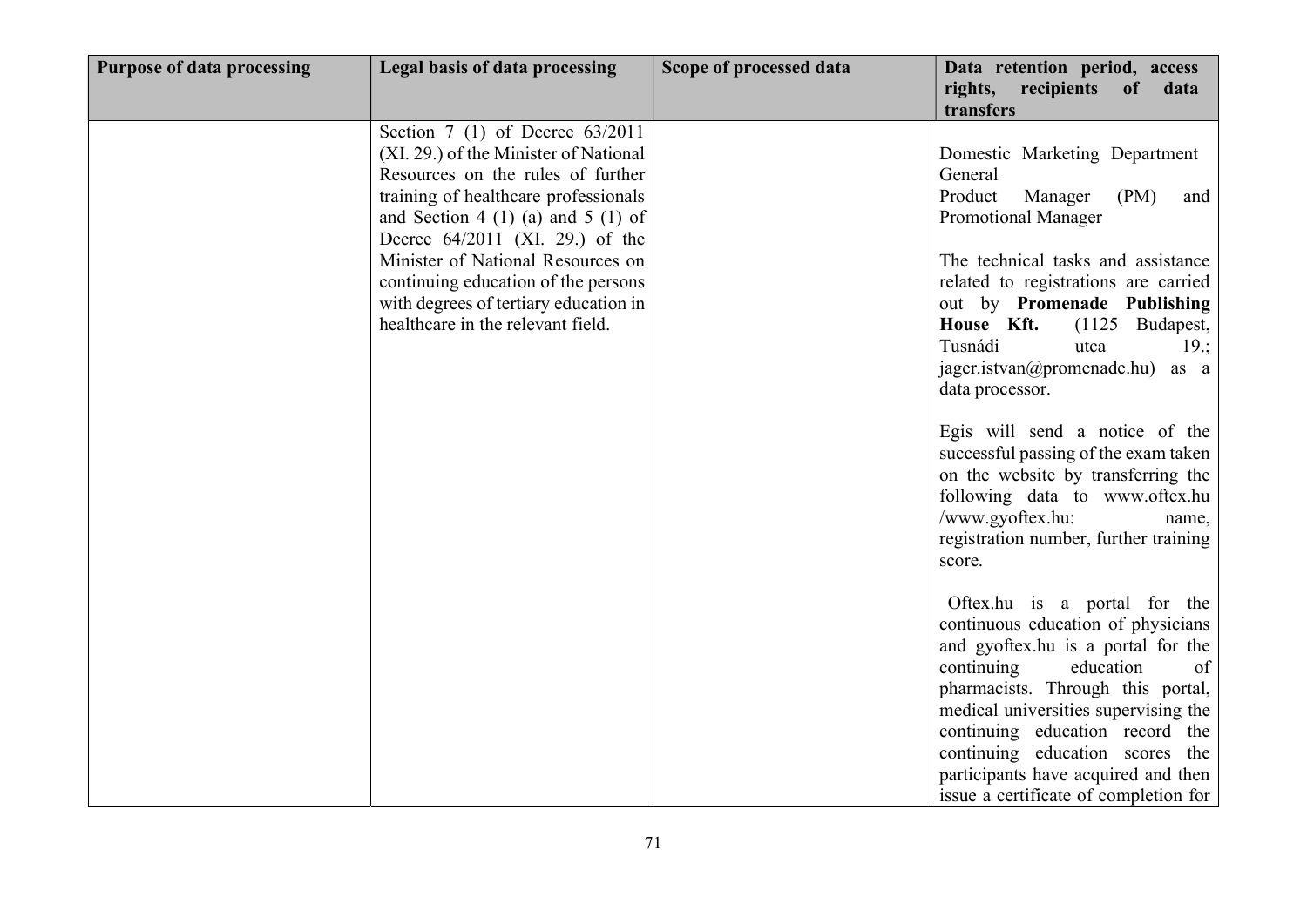| Purpose of data processing | Legal basis of data processing | Scope of processed data | Data retention period, access rights, recipients of data transfers |
|---|---|---|---|
| | Section 7 (1) of Decree 63/2011 (XI. 29.) of the Minister of National Resources on the rules of further training of healthcare professionals and Section 4 (1) (a) and 5 (1) of Decree 64/2011 (XI. 29.) of the Minister of National Resources on continuing education of the persons with degrees of tertiary education in healthcare in the relevant field. | | Domestic Marketing Department General Product Manager (PM) and Promotional Manager<br><br>The technical tasks and assistance related to registrations are carried out by **Promenade Publishing House Kft.** (1125 Budapest, Tusnádi utca 19.; jager.istvan@promenade.hu) as a data processor.<br><br>Egis will send a notice of the successful passing of the exam taken on the website by transferring the following data to www.oftex.hu /www.gyoftex.hu: name, registration number, further training score.<br><br>Oftex.hu is a portal for the continuous education of physicians and gyoftex.hu is a portal for the continuing education of pharmacists. Through this portal, medical universities supervising the continuing education record the continuing education scores the participants have acquired and then issue a certificate of completion for |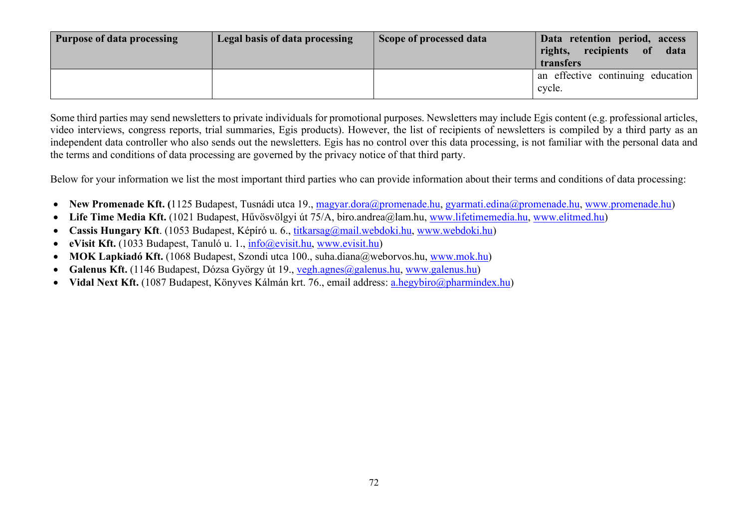| Purpose of data processing | Legal basis of data processing | Scope of processed data | Data retention period, access rights, recipients of data transfers |
|---|---|---|---|
| | | | an effective continuing education cycle. |

Some third parties may send newsletters to private individuals for promotional purposes. Newsletters may include Egis content (e.g. professional articles, video interviews, congress reports, trial summaries, Egis products). However, the list of recipients of newsletters is compiled by a third party as an independent data controller who also sends out the newsletters. Egis has no control over this data processing, is not familiar with the personal data and the terms and conditions of data processing are governed by the privacy notice of that third party.

Below for your information we list the most important third parties who can provide information about their terms and conditions of data processing:

- **New Promenade Kft. (**1125 Budapest, Tusnádi utca 19., magyar.dora@promenade.hu, gyarmati.edina@promenade.hu, www.promenade.hu)
- **Life Time Media Kft.** (1021 Budapest, Hűvösvölgyi út 75/A, biro.andrea@lam.hu, www.lifetimemedia.hu, www.elitmed.hu)
- **Cassis Hungary Kft**. (1053 Budapest, Képíró u. 6., titkarsag@mail.webdoki.hu, www.webdoki.hu)
- **eVisit Kft.** (1033 Budapest, Tanuló u. 1., info@evisit.hu, www.evisit.hu)
- **MOK Lapkiadó Kft.** (1068 Budapest, Szondi utca 100., suha.diana@weborvos.hu, www.mok.hu)
- **Galenus Kft.** (1146 Budapest, Dózsa György út 19., vegh.agnes@galenus.hu, www.galenus.hu)
- **Vidal Next Kft.** (1087 Budapest, Könyves Kálmán krt. 76., email address: a.hegybiro@pharmindex.hu)